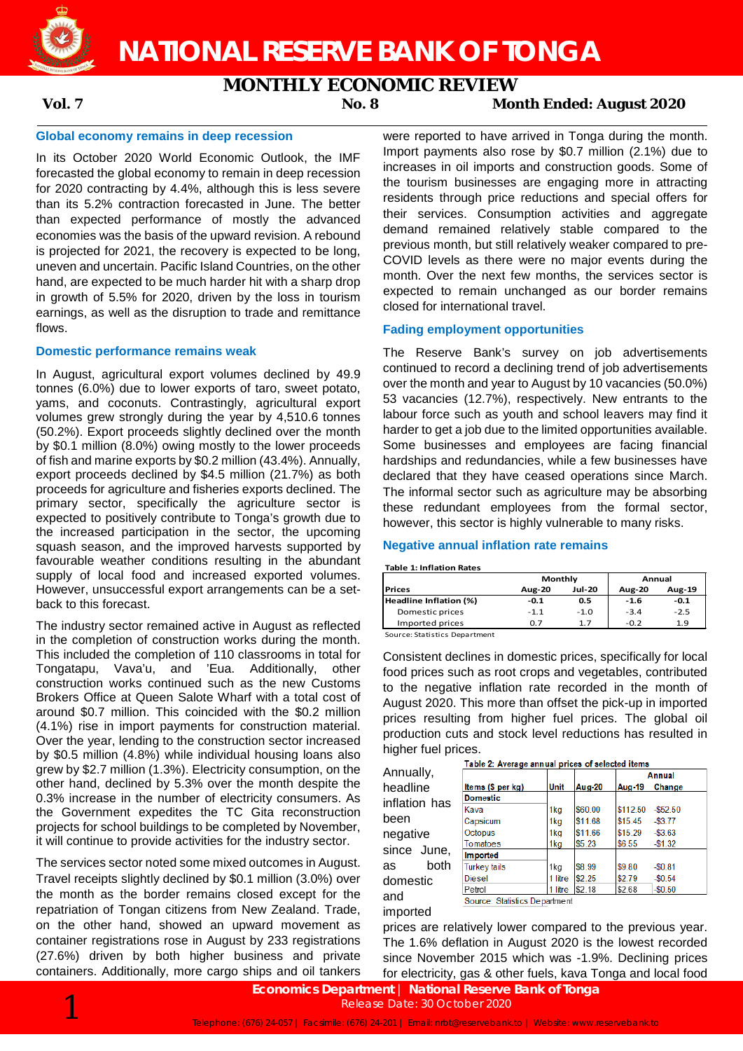# NATIONAL RESERVE BANK OF TONGA

## MONTHLY ECONOMIC REVIEW

**Vol. 7** **No. 8** **Month Ended: August 2020**

### Global economy remains in deep recession

In its October 2020 World Economic Outlook, the IMF forecasted the global economy to remain in deep recession for 2020 contracting by 4.4%, although this is less severe than its 5.2% contraction forecasted in June. The better than expected performance of mostly the advanced economies was the basis of the upward revision. A rebound is projected for 2021, the recovery is expected to be long, uneven and uncertain. Pacific Island Countries, on the other hand, are expected to be much harder hit with a sharp drop in growth of 5.5% for 2020, driven by the loss in tourism earnings, as well as the disruption to trade and remittance flows.

### Domestic performance remains weak

In August, agricultural export volumes declined by 49.9 tonnes (6.0%) due to lower exports of taro, sweet potato, yams, and coconuts. Contrastingly, agricultural export volumes grew strongly during the year by 4,510.6 tonnes (50.2%). Export proceeds slightly declined over the month by $0.1 million (8.0%) owing mostly to the lower proceeds of fish and marine exports by $0.2 million (43.4%). Annually, export proceeds declined by $4.5 million (21.7%) as both proceeds for agriculture and fisheries exports declined. The primary sector, specifically the agriculture sector is expected to positively contribute to Tonga's growth due to the increased participation in the sector, the upcoming squash season, and the improved harvests supported by favourable weather conditions resulting in the abundant supply of local food and increased exported volumes. However, unsuccessful export arrangements can be a set-back to this forecast.

The industry sector remained active in August as reflected in the completion of construction works during the month. This included the completion of 110 classrooms in total for Tongatapu, Vava'u, and 'Eua. Additionally, other construction works continued such as the new Customs Brokers Office at Queen Salote Wharf with a total cost of around $0.7 million. This coincided with the $0.2 million (4.1%) rise in import payments for construction material. Over the year, lending to the construction sector increased by $0.5 million (4.8%) while individual housing loans also grew by $2.7 million (1.3%). Electricity consumption, on the other hand, declined by 5.3% over the month despite the 0.3% increase in the number of electricity consumers. As the Government expedites the TC Gita reconstruction projects for school buildings to be completed by November, it will continue to provide activities for the industry sector.

The services sector noted some mixed outcomes in August. Travel receipts slightly declined by $0.1 million (3.0%) over the month as the border remains closed except for the repatriation of Tongan citizens from New Zealand. Trade, on the other hand, showed an upward movement as container registrations rose in August by 233 registrations (27.6%) driven by both higher business and private containers. Additionally, more cargo ships and oil tankers were reported to have arrived in Tonga during the month. Import payments also rose by $0.7 million (2.1%) due to increases in oil imports and construction goods. Some of the tourism businesses are engaging more in attracting residents through price reductions and special offers for their services. Consumption activities and aggregate demand remained relatively stable compared to the previous month, but still relatively weaker compared to pre-COVID levels as there were no major events during the month. Over the next few months, the services sector is expected to remain unchanged as our border remains closed for international travel.

### Fading employment opportunities

The Reserve Bank's survey on job advertisements continued to record a declining trend of job advertisements over the month and year to August by 10 vacancies (50.0%) 53 vacancies (12.7%), respectively. New entrants to the labour force such as youth and school leavers may find it harder to get a job due to the limited opportunities available. Some businesses and employees are facing financial hardships and redundancies, while a few businesses have declared that they have ceased operations since March. The informal sector such as agriculture may be absorbing these redundant employees from the formal sector, however, this sector is highly vulnerable to many risks.

### Negative annual inflation rate remains

**Table 1: Inflation Rates**

| Prices | Monthly | | Annual | |
|---|---|---|---|---|
| | Aug-20 | Jul-20 | Aug-20 | Aug-19 |
| **Headline Inflation (%)** | -0.1 | 0.5 | -1.6 | -0.1 |
| Domestic prices | -1.1 | -1.0 | -3.4 | -2.5 |
| Imported prices | 0.7 | 1.7 | -0.2 | 1.9 |

Source: Statistics Department

Consistent declines in domestic prices, specifically for local food prices such as root crops and vegetables, contributed to the negative inflation rate recorded in the month of August 2020. This more than offset the pick-up in imported prices resulting from higher fuel prices. The global oil production cuts and stock level reductions has resulted in higher fuel prices.

**Table 2: Average annual prices of selected items**

| Items ($ per kg) | Unit | Aug-20 | Annual | |
|---|---|---|---|---|
| | | | Aug-19 | Change |
| **Domestic** | | | | |
| Kava | 1kg | $60.00 | $112.50 | -$52.50 |
| Capsicum | 1kg | $11.68 | $15.45 | -$3.77 |
| Octopus | 1kg | $11.66 | $15.29 | -$3.63 |
| Tomatoes | 1kg | $5.23 | $6.55 | -$1.32 |
| **Imported** | | | | |
| Turkey tails | 1kg | $8.99 | $9.80 | -$0.81 |
| Diesel | 1 litre | $2.25 | $2.79 | -$0.54 |
| Petrol | 1 litre | $2.18 | $2.68 | -$0.50 |

Source: Statistics Department

Annually, headline inflation has been negative since June, as both domestic and imported prices are relatively lower compared to the previous year. The 1.6% deflation in August 2020 is the lowest recorded since November 2015 which was -1.9%. Declining prices for electricity, gas & other fuels, kava Tonga and local food

**Economics Department | National Reserve Bank of Tonga**
Release Date: 30 October 2020

Telephone: (676) 24-057 | Facsimile: (676) 24-201 | Email: nrbt@reservebank.to | Website: www.reservebank.to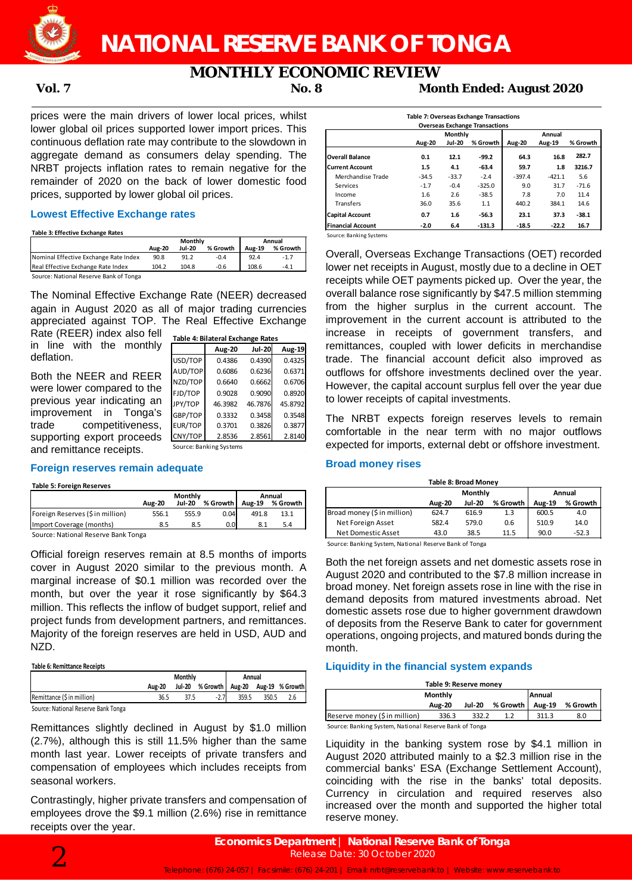prices were the main drivers of lower local prices, whilst lower global oil prices supported lower import prices. This continuous deflation rate may contribute to the slowdown in aggregate demand as consumers delay spending. The NRBT projects inflation rates to remain negative for the remainder of 2020 on the back of lower domestic food prices, supported by lower global oil prices.

### Lowest Effective Exchange rates

**Table 3: Effective Exchange Rates**

| | Monthly | | | Annual | |
|---|---|---|---|---|---|
| | Aug-20 | Jul-20 | % Growth | Aug-19 | % Growth |
| Nominal Effective Exchange Rate Index | 90.8 | 91.2 | -0.4 | 92.4 | -1.7 |
| Real Effective Exchange Rate Index | 104.2 | 104.8 | -0.6 | 108.6 | -4.1 |

Source: National Reserve Bank of Tonga

The Nominal Effective Exchange Rate (NEER) decreased again in August 2020 as all of major trading currencies appreciated against TOP. The Real Effective Exchange Rate (REER) index also fell in line with the monthly deflation.

Both the NEER and REER were lower compared to the previous year indicating an improvement in Tonga's trade competitiveness, supporting export proceeds and remittance receipts.

**Table 4: Bilateral Exchange Rates**

| | Aug-20 | Jul-20 | Aug-19 |
|---|---|---|---|
| USD/TOP | 0.4386 | 0.4390 | 0.4325 |
| AUD/TOP | 0.6086 | 0.6236 | 0.6371 |
| NZD/TOP | 0.6640 | 0.6662 | 0.6706 |
| FJD/TOP | 0.9028 | 0.9090 | 0.8920 |
| JPY/TOP | 46.3982 | 46.7876 | 45.8792 |
| GBP/TOP | 0.3332 | 0.3458 | 0.3548 |
| EUR/TOP | 0.3701 | 0.3826 | 0.3877 |
| CNY/TOP | 2.8536 | 2.8561 | 2.8140 |

Source: Banking Systems

### Foreign reserves remain adequate

**Table 5: Foreign Reserves**

| | Monthly | | | Annual | |
|---|---|---|---|---|---|
| | Aug-20 | Jul-20 | % Growth | Aug-19 | % Growth |
| Foreign Reserves ($ in million) | 556.1 | 555.9 | 0.04 | 491.8 | 13.1 |
| Import Coverage (months) | 8.5 | 8.5 | 0.0 | 8.1 | 5.4 |

Source: National Reserve Bank Tonga

Official foreign reserves remain at 8.5 months of imports cover in August 2020 similar to the previous month. A marginal increase of $0.1 million was recorded over the month, but over the year it rose significantly by $64.3 million. This reflects the inflow of budget support, relief and project funds from development partners, and remittances. Majority of the foreign reserves are held in USD, AUD and NZD.

**Table 6: Remittance Receipts**

| | Monthly | | | Annual | | |
|---|---|---|---|---|---|---|
| | Aug-20 | Jul-20 | % Growth | Aug-20 | Aug-19 | % Growth |
| Remittance ($ in million) | 36.5 | 37.5 | -2.7 | 359.5 | 350.5 | 2.6 |

Source: National Reserve Bank Tonga

Remittances slightly declined in August by $1.0 million (2.7%), although this is still 11.5% higher than the same month last year. Lower receipts of private transfers and compensation of employees which includes receipts from seasonal workers.

Contrastingly, higher private transfers and compensation of employees drove the $9.1 million (2.6%) rise in remittance receipts over the year.

**Table 7: Overseas Exchange Transactions**

| Overseas Exchange Transactions | Monthly | | | Annual | | |
|---|---|---|---|---|---|---|
| | Aug-20 | Jul-20 | % Growth | Aug-20 | Aug-19 | % Growth |
| **Overall Balance** | **0.1** | **12.1** | **-99.2** | **64.3** | **16.8** | **282.7** |
| **Current Account** | **1.5** | **4.1** | **-63.4** | **59.7** | **1.8** | **3216.7** |
| Merchandise Trade | -34.5 | -33.7 | -2.4 | -397.4 | -421.1 | 5.6 |
| Services | -1.7 | -0.4 | -325.0 | 9.0 | 31.7 | -71.6 |
| Income | 1.6 | 2.6 | -38.5 | 7.8 | 7.0 | 11.4 |
| Transfers | 36.0 | 35.6 | 1.1 | 440.2 | 384.1 | 14.6 |
| **Capital Account** | **0.7** | **1.6** | **-56.3** | **23.1** | **37.3** | **-38.1** |
| **Financial Account** | **-2.0** | **6.4** | **-131.3** | **-18.5** | **-22.2** | **16.7** |

Source: Banking Systems

Overall, Overseas Exchange Transactions (OET) recorded lower net receipts in August, mostly due to a decline in OET receipts while OET payments picked up. Over the year, the overall balance rose significantly by $47.5 million stemming from the higher surplus in the current account. The improvement in the current account is attributed to the increase in receipts of government transfers, and remittances, coupled with lower deficits in merchandise trade. The financial account deficit also improved as outflows for offshore investments declined over the year. However, the capital account surplus fell over the year due to lower receipts of capital investments.

The NRBT expects foreign reserves levels to remain comfortable in the near term with no major outflows expected for imports, external debt or offshore investment.

### Broad money rises

**Table 8: Broad Money**

| | Monthly | | | Annual | |
|---|---|---|---|---|---|
| | Aug-20 | Jul-20 | % Growth | Aug-19 | % Growth |
| Broad money ($ in million) | 624.7 | 616.9 | 1.3 | 600.5 | 4.0 |
| Net Foreign Asset | 582.4 | 579.0 | 0.6 | 510.9 | 14.0 |
| Net Domestic Asset | 43.0 | 38.5 | 11.5 | 90.0 | -52.3 |

Source: Banking System, National Reserve Bank of Tonga

Both the net foreign assets and net domestic assets rose in August 2020 and contributed to the $7.8 million increase in broad money. Net foreign assets rose in line with the rise in demand deposits from matured investments abroad. Net domestic assets rose due to higher government drawdown of deposits from the Reserve Bank to cater for government operations, ongoing projects, and matured bonds during the month.

### Liquidity in the financial system expands

**Table 9: Reserve money**

| | Monthly | | | Annual | |
|---|---|---|---|---|---|
| | Aug-20 | Jul-20 | % Growth | Aug-19 | % Growth |
| Reserve money ($ in million) | 336.3 | 332.2 | 1.2 | 311.3 | 8.0 |

Source: Banking System, National Reserve Bank of Tonga

Liquidity in the banking system rose by $4.1 million in August 2020 attributed mainly to a $2.3 million rise in the commercial banks' ESA (Exchange Settlement Account), coinciding with the rise in the banks' total deposits. Currency in circulation and required reserves also increased over the month and supported the higher total reserve money.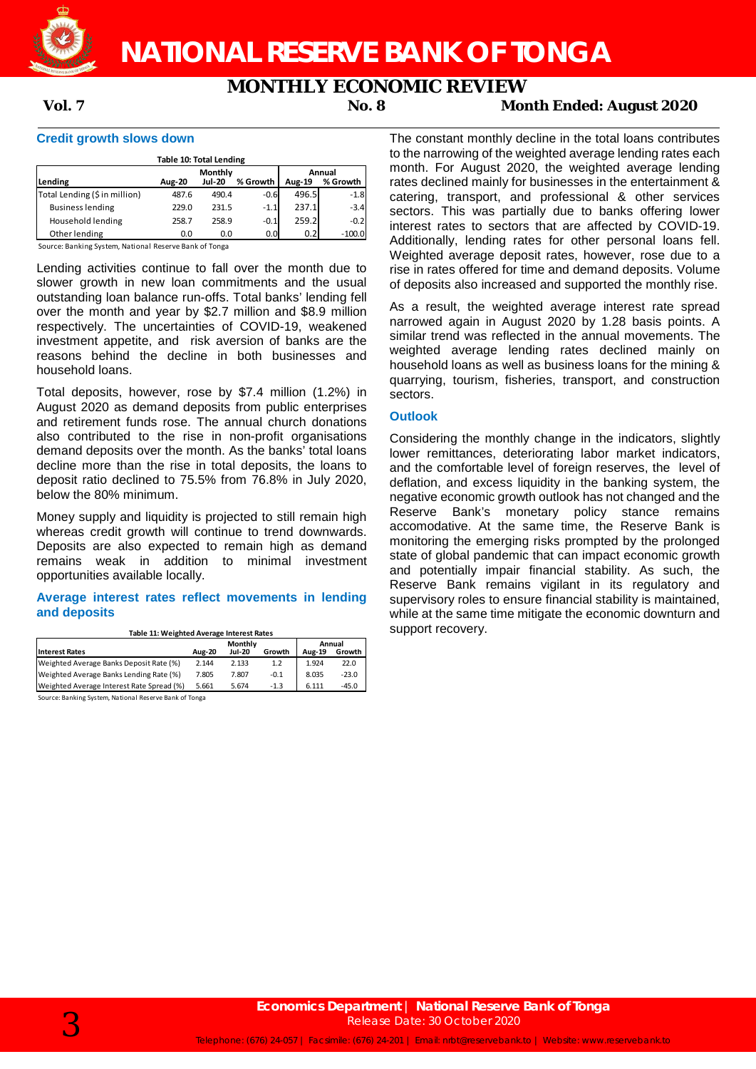# NATIONAL RESERVE BANK OF TONGA

## MONTHLY ECONOMIC REVIEW

**Vol. 7** **No. 8** **Month Ended: August 2020**

### Credit growth slows down

**Table 10: Total Lending**

| Lending | Aug-20 | Monthly Jul-20 | % Growth | Annual Aug-19 | % Growth |
|---|---|---|---|---|---|
| Total Lending ($ in million) | 487.6 | 490.4 | -0.6 | 496.5 | -1.8 |
| Business lending | 229.0 | 231.5 | -1.1 | 237.1 | -3.4 |
| Household lending | 258.7 | 258.9 | -0.1 | 259.2 | -0.2 |
| Other lending | 0.0 | 0.0 | 0.0 | 0.2 | -100.0 |

Source: Banking System, National Reserve Bank of Tonga

Lending activities continue to fall over the month due to slower growth in new loan commitments and the usual outstanding loan balance run-offs. Total banks' lending fell over the month and year by $2.7 million and $8.9 million respectively. The uncertainties of COVID-19, weakened investment appetite, and risk aversion of banks are the reasons behind the decline in both businesses and household loans.

Total deposits, however, rose by $7.4 million (1.2%) in August 2020 as demand deposits from public enterprises and retirement funds rose. The annual church donations also contributed to the rise in non-profit organisations demand deposits over the month. As the banks' total loans decline more than the rise in total deposits, the loans to deposit ratio declined to 75.5% from 76.8% in July 2020, below the 80% minimum.

Money supply and liquidity is projected to still remain high whereas credit growth will continue to trend downwards. Deposits are also expected to remain high as demand remains weak in addition to minimal investment opportunities available locally.

### Average interest rates reflect movements in lending and deposits

**Table 11: Weighted Average Interest Rates**

| Interest Rates | Aug-20 | Monthly Jul-20 | Growth | Annual Aug-19 | Growth |
|---|---|---|---|---|---|
| Weighted Average Banks Deposit Rate (%) | 2.144 | 2.133 | 1.2 | 1.924 | 22.0 |
| Weighted Average Banks Lending Rate (%) | 7.805 | 7.807 | -0.1 | 8.035 | -23.0 |
| Weighted Average Interest Rate Spread (%) | 5.661 | 5.674 | -1.3 | 6.111 | -45.0 |

Source: Banking System, National Reserve Bank of Tonga

The constant monthly decline in the total loans contributes to the narrowing of the weighted average lending rates each month. For August 2020, the weighted average lending rates declined mainly for businesses in the entertainment & catering, transport, and professional & other services sectors. This was partially due to banks offering lower interest rates to sectors that are affected by COVID-19. Additionally, lending rates for other personal loans fell. Weighted average deposit rates, however, rose due to a rise in rates offered for time and demand deposits. Volume of deposits also increased and supported the monthly rise.

As a result, the weighted average interest rate spread narrowed again in August 2020 by 1.28 basis points. A similar trend was reflected in the annual movements. The weighted average lending rates declined mainly on household loans as well as business loans for the mining & quarrying, tourism, fisheries, transport, and construction sectors.

### Outlook

Considering the monthly change in the indicators, slightly lower remittances, deteriorating labor market indicators, and the comfortable level of foreign reserves, the level of deflation, and excess liquidity in the banking system, the negative economic growth outlook has not changed and the Reserve Bank's monetary policy stance remains accomodative. At the same time, the Reserve Bank is monitoring the emerging risks prompted by the prolonged state of global pandemic that can impact economic growth and potentially impair financial stability. As such, the Reserve Bank remains vigilant in its regulatory and supervisory roles to ensure financial stability is maintained, while at the same time mitigate the economic downturn and support recovery.

**Economics Department | National Reserve Bank of Tonga**
Release Date: 30 October 2020

Telephone: (676) 24-057 | Facsimile: (676) 24-201 | Email: nrbt@reservebank.to | Website: www.reservebank.to